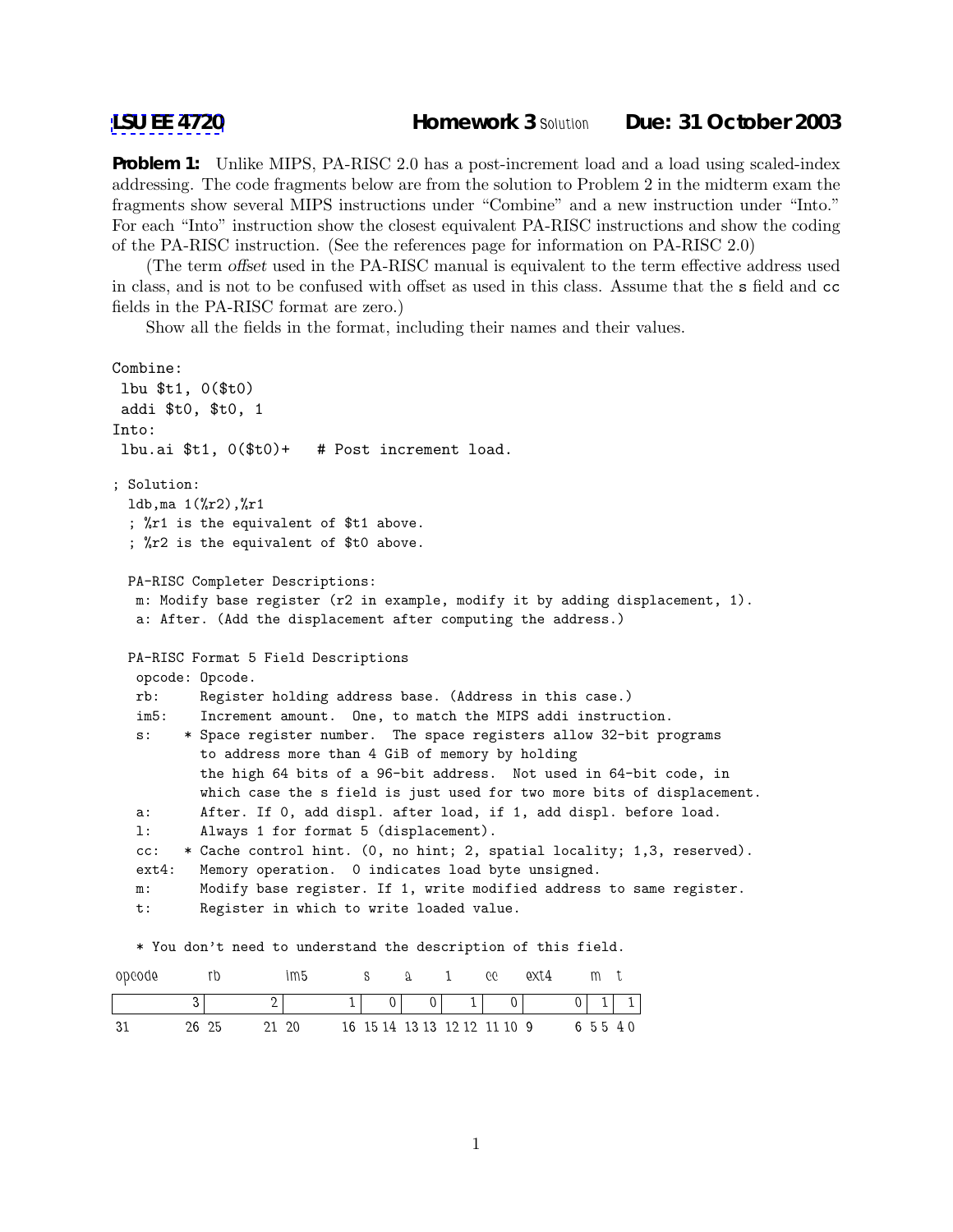**LSU EE 4720** **Homework 3** Solution **Due: 31 October 2003**

**Problem 1:** Unlike MIPS, PA-RISC 2.0 has a post-increment load and a load using scaled-index addressing. The code fragments below are from the solution to Problem 2 in the midterm exam the fragments show several MIPS instructions under "Combine" and a new instruction under "Into." For each "Into" instruction show the closest equivalent PA-RISC instructions and show the coding of the PA-RISC instruction. (See the references page for information on PA-RISC 2.0)

(The term *offset* used in the PA-RISC manual is equivalent to the term effective address used in class, and is not to be confused with offset as used in this class. Assume that the `s` field and `cc` fields in the PA-RISC format are zero.)

Show all the fields in the format, including their names and their values.

```
Combine:
 lbu $t1, 0($t0)
 addi $t0, $t0, 1
Into:
 lbu.ai $t1, 0($t0)+   # Post increment load.

; Solution:
  ldb,ma 1(%r2),%r1
  ; %r1 is the equivalent of $t1 above.
  ; %r2 is the equivalent of $t0 above.

  PA-RISC Completer Descriptions:
   m: Modify base register (r2 in example, modify it by adding displacement, 1).
   a: After. (Add the displacement after computing the address.)

  PA-RISC Format 5 Field Descriptions
   opcode: Opcode.
   rb:     Register holding address base. (Address in this case.)
   im5:    Increment amount.  One, to match the MIPS addi instruction.
   s:    * Space register number.  The space registers allow 32-bit programs
           to address more than 4 GiB of memory by holding
           the high 64 bits of a 96-bit address.  Not used in 64-bit code, in
           which case the s field is just used for two more bits of displacement.
   a:      After. If 0, add displ. after load, if 1, add displ. before load.
   l:      Always 1 for format 5 (displacement).
   cc:   * Cache control hint. (0, no hint; 2, spatial locality; 1,3, reserved).
   ext4:   Memory operation.  0 indicates load byte unsigned.
   m:      Modify base register. If 1, write modified address to same register.
   t:      Register in which to write loaded value.

   * You don't need to understand the description of this field.
```

| opcode | rb | im5 | s | a | 1 | cc | ext4 | m | t |
|---|---|---|---|---|---|---|---|---|---|
| 3 | 2 | 1 | 0 | 0 | 1 | 0 | 0 | 1 | 1 |
| 31 26 | 25 21 | 20 16 | 15 14 | 13 13 | 12 12 | 11 10 | 9 6 | 5 5 | 4 0 |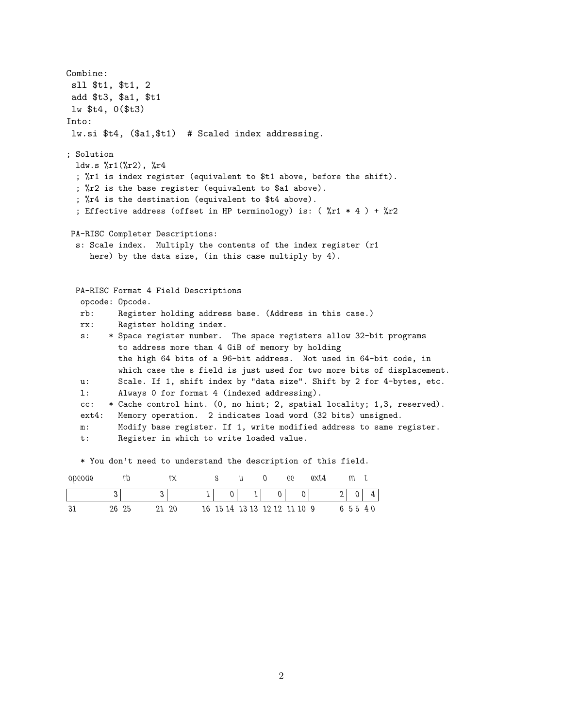```
Combine:
 sll $t1, $t1, 2
 add $t3, $a1, $t1
 lw $t4, 0($t3)
Into:
 lw.si $t4, ($a1,$t1)  # Scaled index addressing.

; Solution
  ldw.s %r1(%r2), %r4
  ; %r1 is index register (equivalent to $t1 above, before the shift).
  ; %r2 is the base register (equivalent to $a1 above).
  ; %r4 is the destination (equivalent to $t4 above).
  ; Effective address (offset in HP terminology) is: ( %r1 * 4 ) + %r2

 PA-RISC Completer Descriptions:
  s: Scale index.  Multiply the contents of the index register (r1
     here) by the data size, (in this case multiply by 4).


  PA-RISC Format 4 Field Descriptions
   opcode: Opcode.
   rb:     Register holding address base. (Address in this case.)
   rx:     Register holding index.
   s:    * Space register number.  The space registers allow 32-bit programs
           to address more than 4 GiB of memory by holding
           the high 64 bits of a 96-bit address.  Not used in 64-bit code, in
           which case the s field is just used for two more bits of displacement.
   u:      Scale. If 1, shift index by "data size". Shift by 2 for 4-bytes, etc.
   l:      Always 0 for format 4 (indexed addressing).
   cc:   * Cache control hint. (0, no hint; 2, spatial locality; 1,3, reserved).
   ext4:   Memory operation.  2 indicates load word (32 bits) unsigned.
   m:      Modify base register. If 1, write modified address to same register.
   t:      Register in which to write loaded value.

   * You don't need to understand the description of this field.
```

| opcode | rb | rx | s | u | 0 | cc | ext4 | m | t |
|---|---|---|---|---|---|---|---|---|---|
| 3 | 3 | 1 | 0 | 1 | 0 | 0 | 2 | 0 | 4 |
| 31 26 | 25 21 | 20 16 | 15 14 | 13 13 | 12 12 | 11 10 | 9 6 | 5 5 | 4 0 |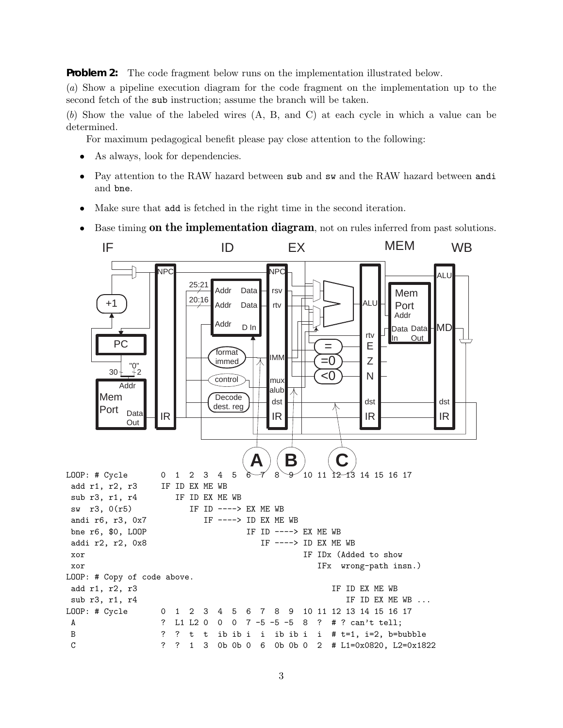**Problem 2:** The code fragment below runs on the implementation illustrated below.

(*a*) Show a pipeline execution diagram for the code fragment on the implementation up to the second fetch of the `sub` instruction; assume the branch will be taken.

(*b*) Show the value of the labeled wires (A, B, and C) at each cycle in which a value can be determined.

For maximum pedagogical benefit please pay close attention to the following:

- As always, look for dependencies.
- Pay attention to the RAW hazard between `sub` and `sw` and the RAW hazard between `andi` and `bne`.
- Make sure that `add` is fetched in the right time in the second iteration.
- Base timing **on the implementation diagram**, not on rules inferred from past solutions.

```
LOOP: # Cycle       0  1  2  3  4  5  6  7  8  9  10 11 12 13 14 15 16 17
 add r1, r2, r3     IF ID EX ME WB
 sub r3, r1, r4        IF ID EX ME WB
 sw  r3, 0(r5)            IF ID ----> EX ME WB
 andi r6, r3, 0x7            IF ----> ID EX ME WB
 bne r6, $0, LOOP                     IF ID ----> EX ME WB
 addi r2, r2, 0x8                        IF ----> ID EX ME WB
 xor                                              IF IDx (Added to show
 xor                                                 IFx  wrong-path insn.)
LOOP: # Copy of code above.
 add r1, r2, r3                                         IF ID EX ME WB
 sub r3, r1, r4                                            IF ID EX ME WB ...
LOOP: # Cycle       0  1  2  3  4  5  6  7  8  9  10 11 12 13 14 15 16 17
 A                  ?  L1 L2 0  0  0  7 -5 -5 -5  8  ?  # ? can't tell;
 B                  ?  ?  t  t  ib ib i  i  ib ib i  i  # t=1, i=2, b=bubble
 C                  ?  ?  1  3  0b 0b 0  6  0b 0b 0  2  # L1=0x0820, L2=0x1822
```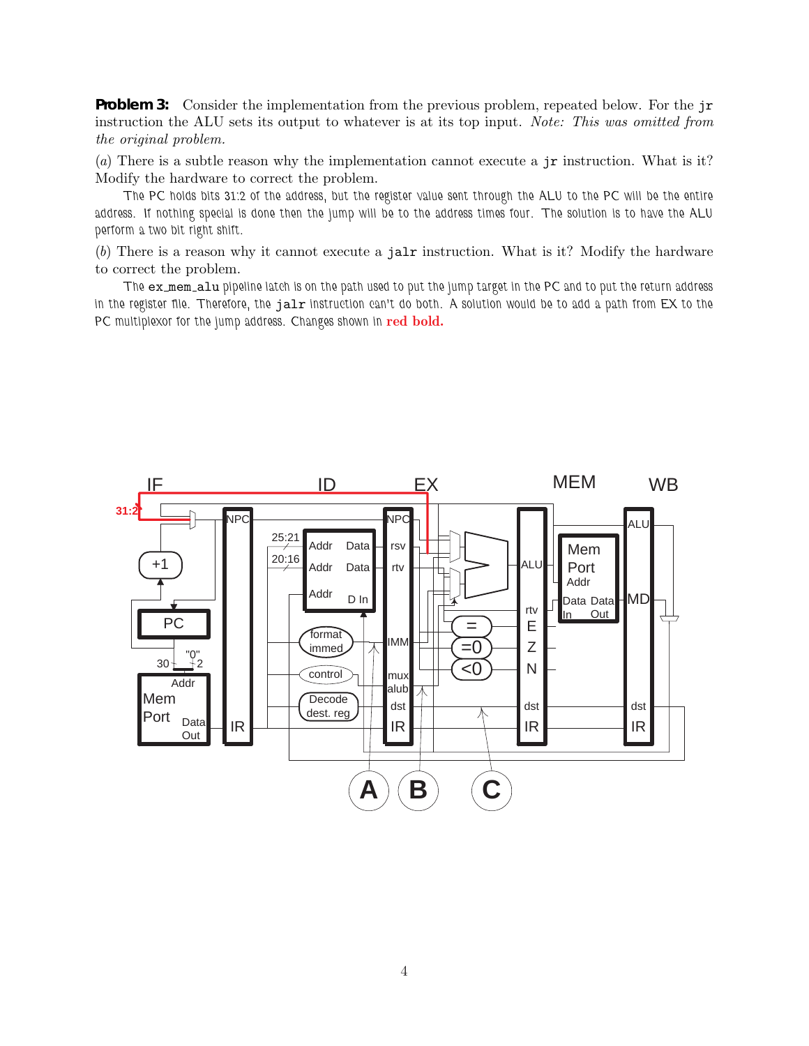**Problem 3:** Consider the implementation from the previous problem, repeated below. For the `jr` instruction the ALU sets its output to whatever is at its top input. *Note: This was omitted from the original problem.*

(*a*) There is a subtle reason why the implementation cannot execute a `jr` instruction. What is it? Modify the hardware to correct the problem.

The PC holds bits 31:2 of the address, but the register value sent through the ALU to the PC will be the entire address. If nothing special is done then the jump will be to the address times four. The solution is to have the ALU perform a two bit right shift.

(*b*) There is a reason why it cannot execute a `jalr` instruction. What is it? Modify the hardware to correct the problem.

The `ex_mem_alu` pipeline latch is on the path used to put the jump target in the PC and to put the return address in the register file. Therefore, the `jalr` instruction can't do both. A solution would be to add a path from EX to the PC multiplexor for the jump address. Changes shown in **red bold.**

IF
ID
EX
MEM
WB
31:2
NPC
NPC
+1
25:21
20:16
Addr Data
Addr Data
Addr D In
rsv
rtv
ALU
Mem Port Addr
Data In Data Out
ALU
MD
PC
rtv
E
Z
N
=
=0
<0
"0"
30
2
Addr
Mem Port
Data Out
format immed
IMM
control
mux alub
Decode dest. reg
dst
dst
dst
IR
IR
IR
IR
A
B
C